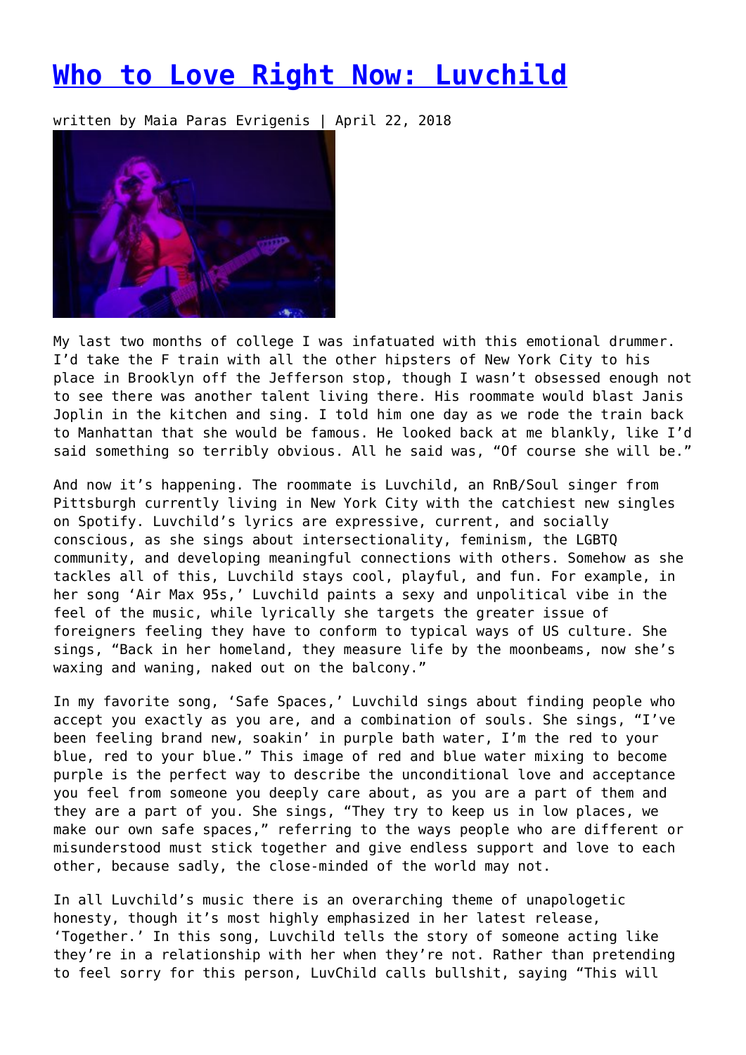# [Who to Love Right Now: Luvchild](#)

written by Maia Paras Evrigenis | April 22, 2018

My last two months of college I was infatuated with this emotional drummer. I'd take the F train with all the other hipsters of New York City to his place in Brooklyn off the Jefferson stop, though I wasn't obsessed enough not to see there was another talent living there. His roommate would blast Janis Joplin in the kitchen and sing. I told him one day as we rode the train back to Manhattan that she would be famous. He looked back at me blankly, like I'd said something so terribly obvious. All he said was, "Of course she will be."

And now it's happening. The roommate is Luvchild, an RnB/Soul singer from Pittsburgh currently living in New York City with the catchiest new singles on Spotify. Luvchild's lyrics are expressive, current, and socially conscious, as she sings about intersectionality, feminism, the LGBTQ community, and developing meaningful connections with others. Somehow as she tackles all of this, Luvchild stays cool, playful, and fun. For example, in her song 'Air Max 95s,' Luvchild paints a sexy and unpolitical vibe in the feel of the music, while lyrically she targets the greater issue of foreigners feeling they have to conform to typical ways of US culture. She sings, "Back in her homeland, they measure life by the moonbeams, now she's waxing and waning, naked out on the balcony."

In my favorite song, 'Safe Spaces,' Luvchild sings about finding people who accept you exactly as you are, and a combination of souls. She sings, "I've been feeling brand new, soakin' in purple bath water, I'm the red to your blue, red to your blue." This image of red and blue water mixing to become purple is the perfect way to describe the unconditional love and acceptance you feel from someone you deeply care about, as you are a part of them and they are a part of you. She sings, "They try to keep us in low places, we make our own safe spaces," referring to the ways people who are different or misunderstood must stick together and give endless support and love to each other, because sadly, the close-minded of the world may not.

In all Luvchild's music there is an overarching theme of unapologetic honesty, though it's most highly emphasized in her latest release, 'Together.' In this song, Luvchild tells the story of someone acting like they're in a relationship with her when they're not. Rather than pretending to feel sorry for this person, LuvChild calls bullshit, saying "This will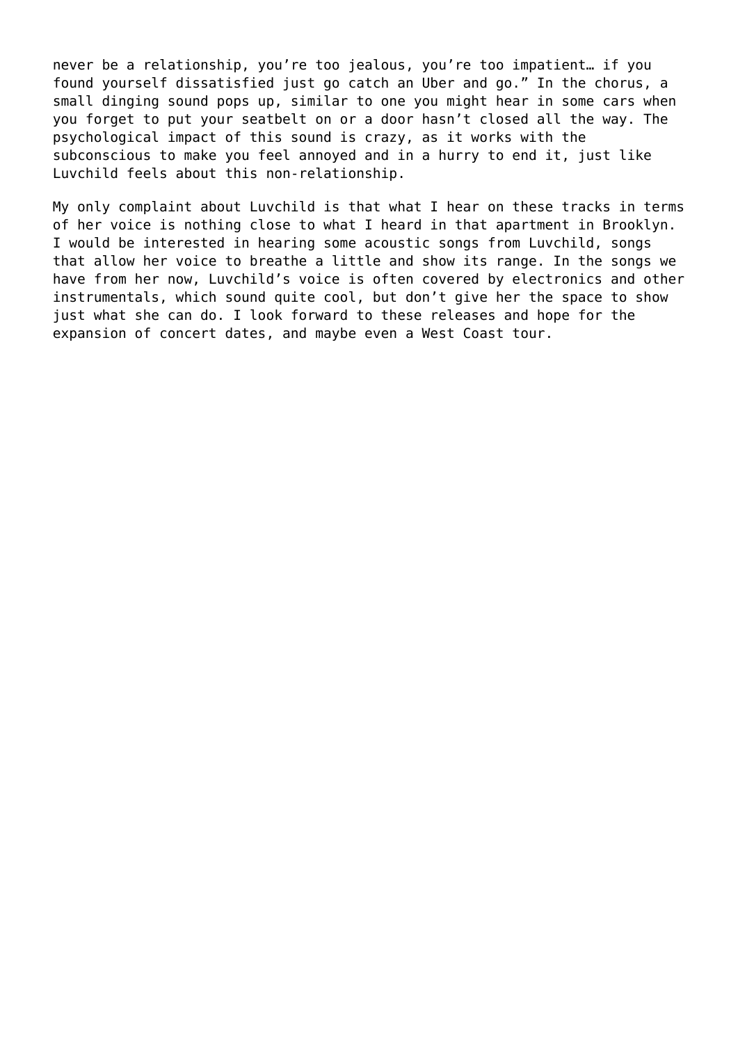never be a relationship, you're too jealous, you're too impatient… if you found yourself dissatisfied just go catch an Uber and go." In the chorus, a small dinging sound pops up, similar to one you might hear in some cars when you forget to put your seatbelt on or a door hasn't closed all the way. The psychological impact of this sound is crazy, as it works with the subconscious to make you feel annoyed and in a hurry to end it, just like Luvchild feels about this non-relationship.

My only complaint about Luvchild is that what I hear on these tracks in terms of her voice is nothing close to what I heard in that apartment in Brooklyn. I would be interested in hearing some acoustic songs from Luvchild, songs that allow her voice to breathe a little and show its range. In the songs we have from her now, Luvchild's voice is often covered by electronics and other instrumentals, which sound quite cool, but don't give her the space to show just what she can do. I look forward to these releases and hope for the expansion of concert dates, and maybe even a West Coast tour.